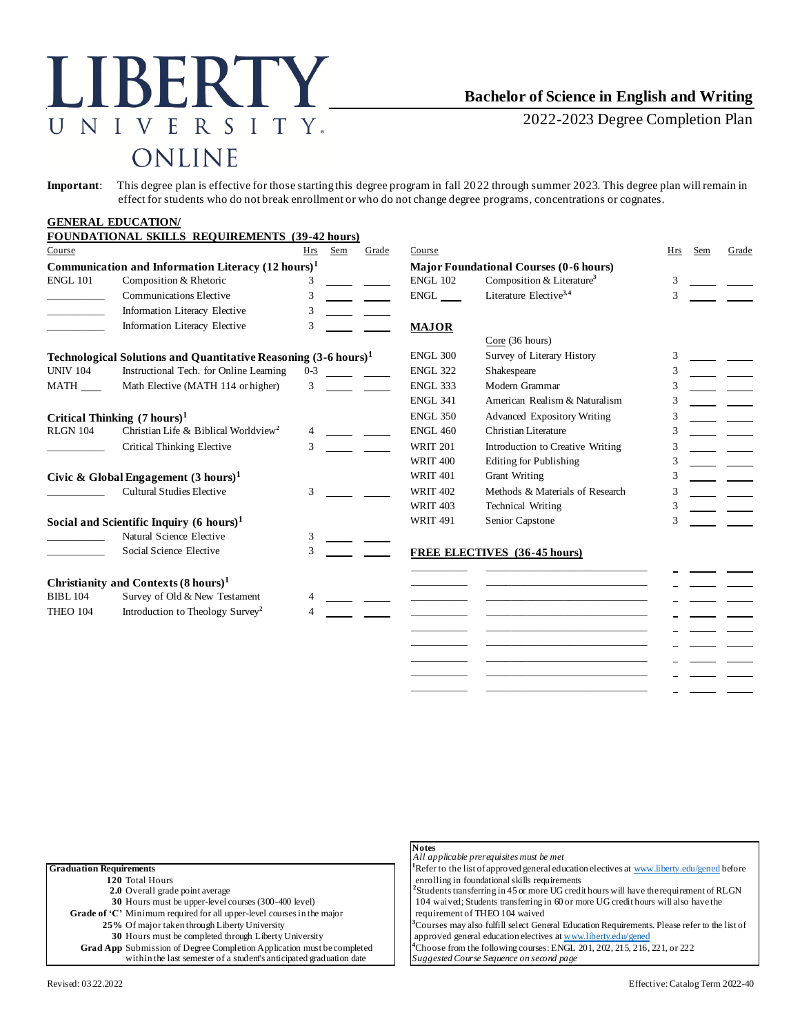# LIBERTY UNIVERSITY ONLINE

## Bachelor of Science in English and Writing

2022-2023 Degree Completion Plan

**Important**: This degree plan is effective for those starting this degree program in fall 2022 through summer 2023. This degree plan will remain in effect for students who do not break enrollment or who do not change degree programs, concentrations or cognates.

### GENERAL EDUCATION/ FOUNDATIONAL SKILLS REQUIREMENTS (39-42 hours)

| Course | | Hrs | Sem | Grade |
|---|---|---|---|---|
| **Communication and Information Literacy (12 hours)[1]** | | | | |
| ENGL 101 | Composition & Rhetoric | 3 | | |
| | Communications Elective | 3 | | |
| | Information Literacy Elective | 3 | | |
| | Information Literacy Elective | 3 | | |
| **Technological Solutions and Quantitative Reasoning (3-6 hours)[1]** | | | | |
| UNIV 104 | Instructional Tech. for Online Learning | 0-3 | | |
| MATH ___ | Math Elective (MATH 114 or higher) | 3 | | |
| **Critical Thinking (7 hours)[1]** | | | | |
| RLGN 104 | Christian Life & Biblical Worldview[2] | 4 | | |
| | Critical Thinking Elective | 3 | | |
| **Civic & Global Engagement (3 hours)[1]** | | | | |
| | Cultural Studies Elective | 3 | | |
| **Social and Scientific Inquiry (6 hours)[1]** | | | | |
| | Natural Science Elective | 3 | | |
| | Social Science Elective | 3 | | |
| **Christianity and Contexts (8 hours)[1]** | | | | |
| BIBL 104 | Survey of Old & New Testament | 4 | | |
| THEO 104 | Introduction to Theology Survey[2] | 4 | | |

| Course | | Hrs | Sem | Grade |
|---|---|---|---|---|
| **Major Foundational Courses (0-6 hours)** | | | | |
| ENGL 102 | Composition & Literature[3] | 3 | | |
| ENGL ___ | Literature Elective[3,4] | 3 | | |

### MAJOR

| Course | Core (36 hours) | Hrs | Sem | Grade |
|---|---|---|---|---|
| ENGL 300 | Survey of Literary History | 3 | | |
| ENGL 322 | Shakespeare | 3 | | |
| ENGL 333 | Modern Grammar | 3 | | |
| ENGL 341 | American Realism & Naturalism | 3 | | |
| ENGL 350 | Advanced Expository Writing | 3 | | |
| ENGL 460 | Christian Literature | 3 | | |
| WRIT 201 | Introduction to Creative Writing | 3 | | |
| WRIT 400 | Editing for Publishing | 3 | | |
| WRIT 401 | Grant Writing | 3 | | |
| WRIT 402 | Methods & Materials of Research | 3 | | |
| WRIT 403 | Technical Writing | 3 | | |
| WRIT 491 | Senior Capstone | 3 | | |

### FREE ELECTIVES (36-45 hours)

| Course | | Hrs | Sem | Grade |
|---|---|---|---|---|
| | | | | |
| | | | | |
| | | | | |
| | | | | |
| | | | | |
| | | | | |
| | | | | |
| | | | | |

**Graduation Requirements**

- **120** Total Hours
- **2.0** Overall grade point average
- **30** Hours must be upper-level courses (300-400 level)
- **Grade of 'C'** Minimum required for all upper-level courses in the major
- **25%** Of major taken through Liberty University
- **30** Hours must be completed through Liberty University
- **Grad App** Submission of Degree Completion Application must be completed within the last semester of a student's anticipated graduation date

**Notes**

*All applicable prerequisites must be met*

[1] Refer to the list of approved general education electives at www.liberty.edu/gened before enrolling in foundational skills requirements

[2] Students transferring in 45 or more UG credit hours will have the requirement of RLGN 104 waived; Students transferring in 60 or more UG credit hours will also have the requirement of THEO 104 waived

[3] Courses may also fulfill select General Education Requirements. Please refer to the list of approved general education electives at www.liberty.edu/gened

[4] Choose from the following courses: ENGL 201, 202, 215, 216, 221, or 222

*Suggested Course Sequence on second page*

Revised: 03.22.2022 Effective: Catalog Term 2022-40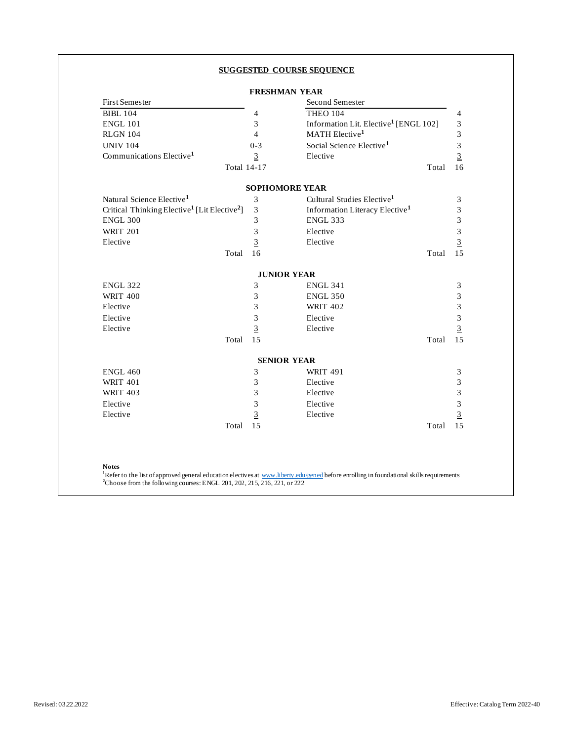## SUGGESTED COURSE SEQUENCE

### FRESHMAN YEAR

| First Semester | | Second Semester | |
|---|---|---|---|
| BIBL 104 | 4 | THEO 104 | 4 |
| ENGL 101 | 3 | Information Lit. Elective[1] [ENGL 102] | 3 |
| RLGN 104 | 4 | MATH Elective[1] | 3 |
| UNIV 104 | 0-3 | Social Science Elective[1] | 3 |
| Communications Elective[1] | 3 | Elective | 3 |
| Total | 14-17 | Total | 16 |

### SOPHOMORE YEAR

| | | | |
|---|---|---|---|
| Natural Science Elective[1] | 3 | Cultural Studies Elective[1] | 3 |
| Critical Thinking Elective[1] [Lit Elective[2]] | 3 | Information Literacy Elective[1] | 3 |
| ENGL 300 | 3 | ENGL 333 | 3 |
| WRIT 201 | 3 | Elective | 3 |
| Elective | 3 | Elective | 3 |
| Total | 16 | Total | 15 |

### JUNIOR YEAR

| | | | |
|---|---|---|---|
| ENGL 322 | 3 | ENGL 341 | 3 |
| WRIT 400 | 3 | ENGL 350 | 3 |
| Elective | 3 | WRIT 402 | 3 |
| Elective | 3 | Elective | 3 |
| Elective | 3 | Elective | 3 |
| Total | 15 | Total | 15 |

### SENIOR YEAR

| | | | |
|---|---|---|---|
| ENGL 460 | 3 | WRIT 491 | 3 |
| WRIT 401 | 3 | Elective | 3 |
| WRIT 403 | 3 | Elective | 3 |
| Elective | 3 | Elective | 3 |
| Elective | 3 | Elective | 3 |
| Total | 15 | Total | 15 |

**Notes**

[1]Refer to the list of approved general education electives at www.liberty.edu/gened before enrolling in foundational skills requirements

[2]Choose from the following courses: ENGL 201, 202, 215, 216, 221, or 222

Revised: 03.22.2022

Effective: Catalog Term 2022-40